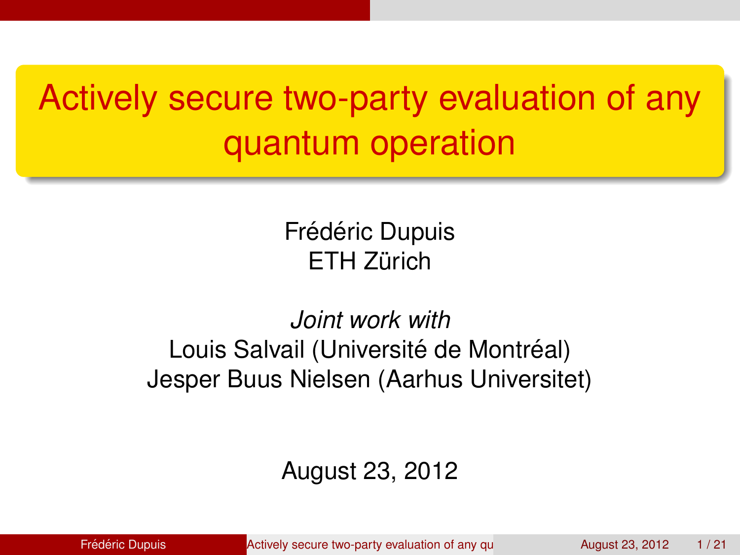# Actively secure two-party evaluation of any quantum operation

Frédéric Dupuis
ETH Zürich

*Joint work with*
Louis Salvail (Université de Montréal)
Jesper Buus Nielsen (Aarhus Universitet)

August 23, 2012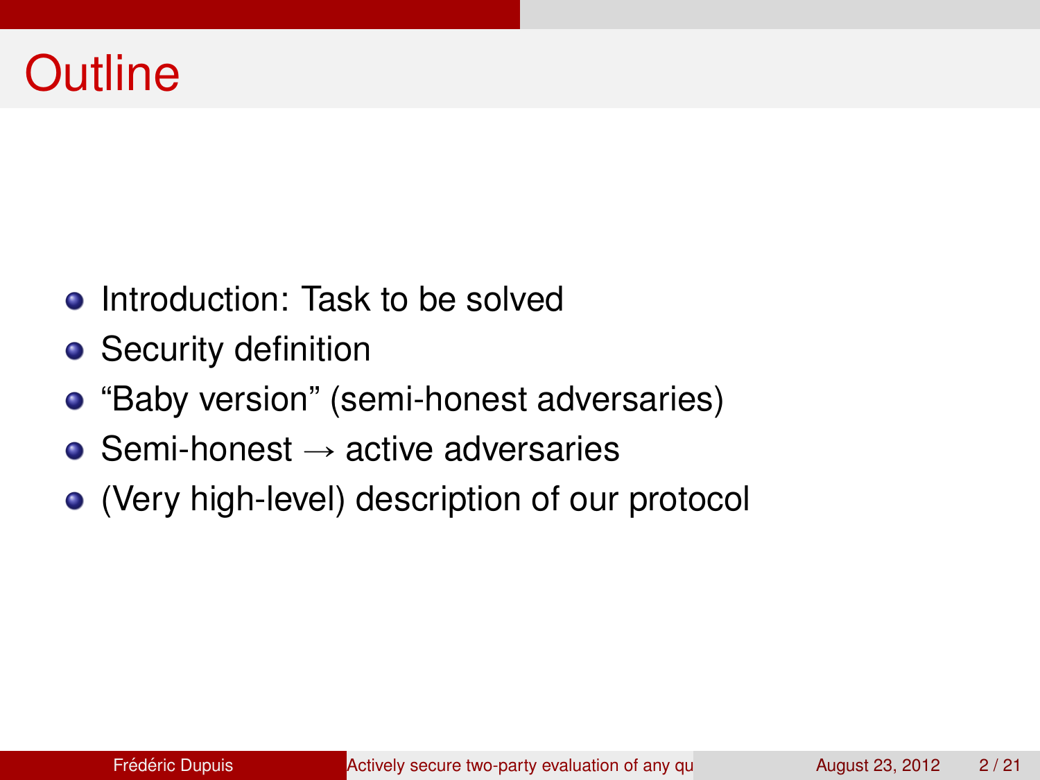# Outline

- Introduction: Task to be solved
- Security definition
- "Baby version" (semi-honest adversaries)
- Semi-honest $\rightarrow$ active adversaries
- (Very high-level) description of our protocol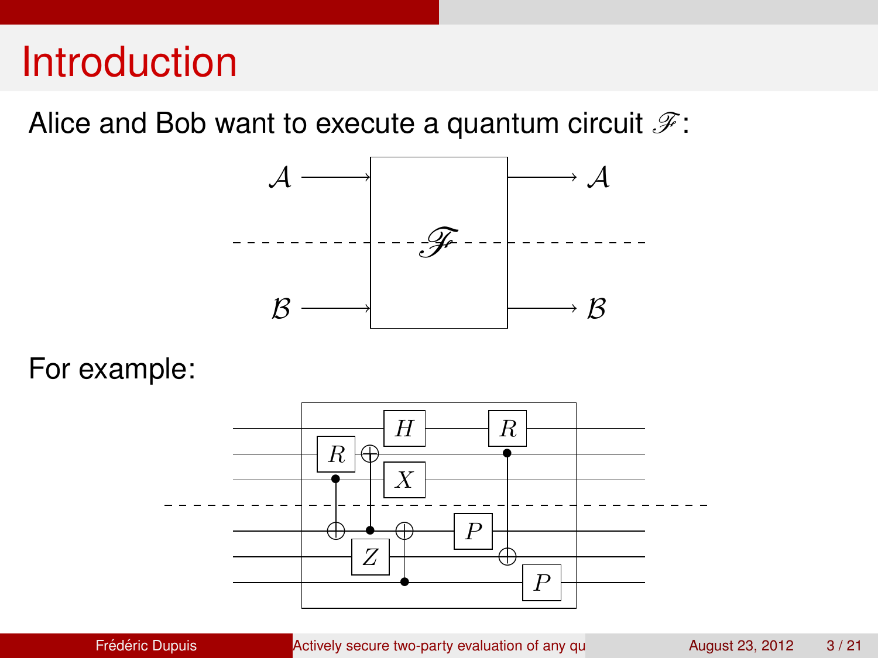# Introduction

Alice and Bob want to execute a quantum circuit $\mathscr{F}$:

For example: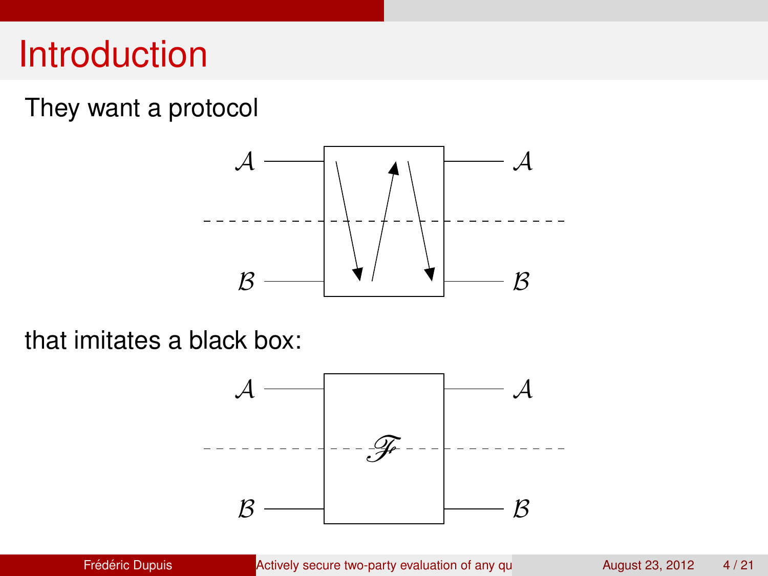# Introduction

They want a protocol

$\mathcal{A}$ $\mathcal{A}$

$\mathcal{B}$ $\mathcal{B}$

that imitates a black box:

$\mathcal{A}$ $\mathcal{A}$

$\mathscr{F}$

$\mathcal{B}$ $\mathcal{B}$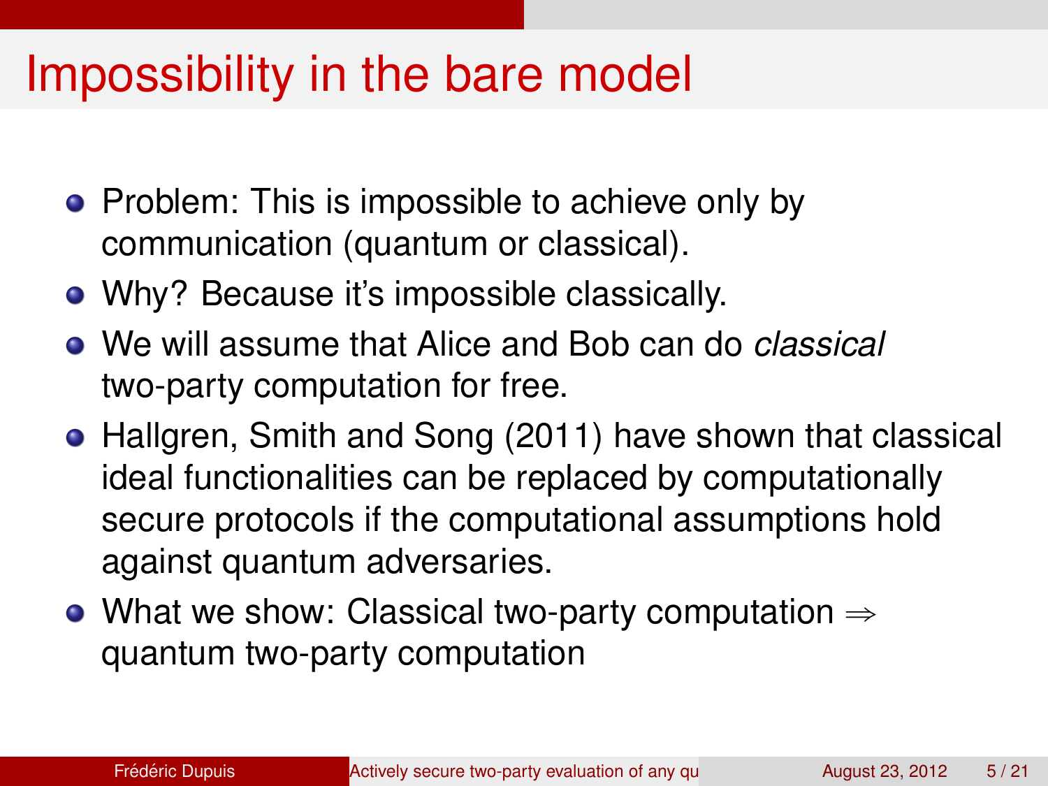# Impossibility in the bare model

- Problem: This is impossible to achieve only by communication (quantum or classical).
- Why? Because it's impossible classically.
- We will assume that Alice and Bob can do *classical* two-party computation for free.
- Hallgren, Smith and Song (2011) have shown that classical ideal functionalities can be replaced by computationally secure protocols if the computational assumptions hold against quantum adversaries.
- What we show: Classical two-party computation $\Rightarrow$ quantum two-party computation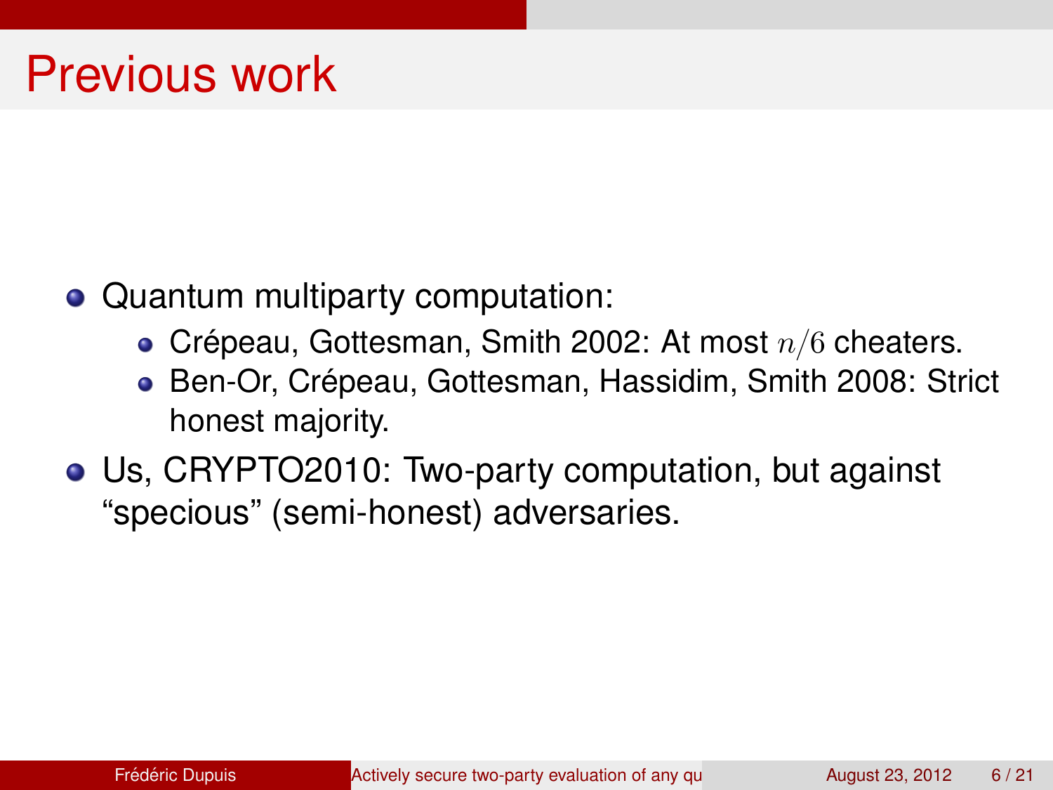# Previous work

- Quantum multiparty computation:
  - Crépeau, Gottesman, Smith 2002: At most $n/6$ cheaters.
  - Ben-Or, Crépeau, Gottesman, Hassidim, Smith 2008: Strict honest majority.
- Us, CRYPTO2010: Two-party computation, but against "specious" (semi-honest) adversaries.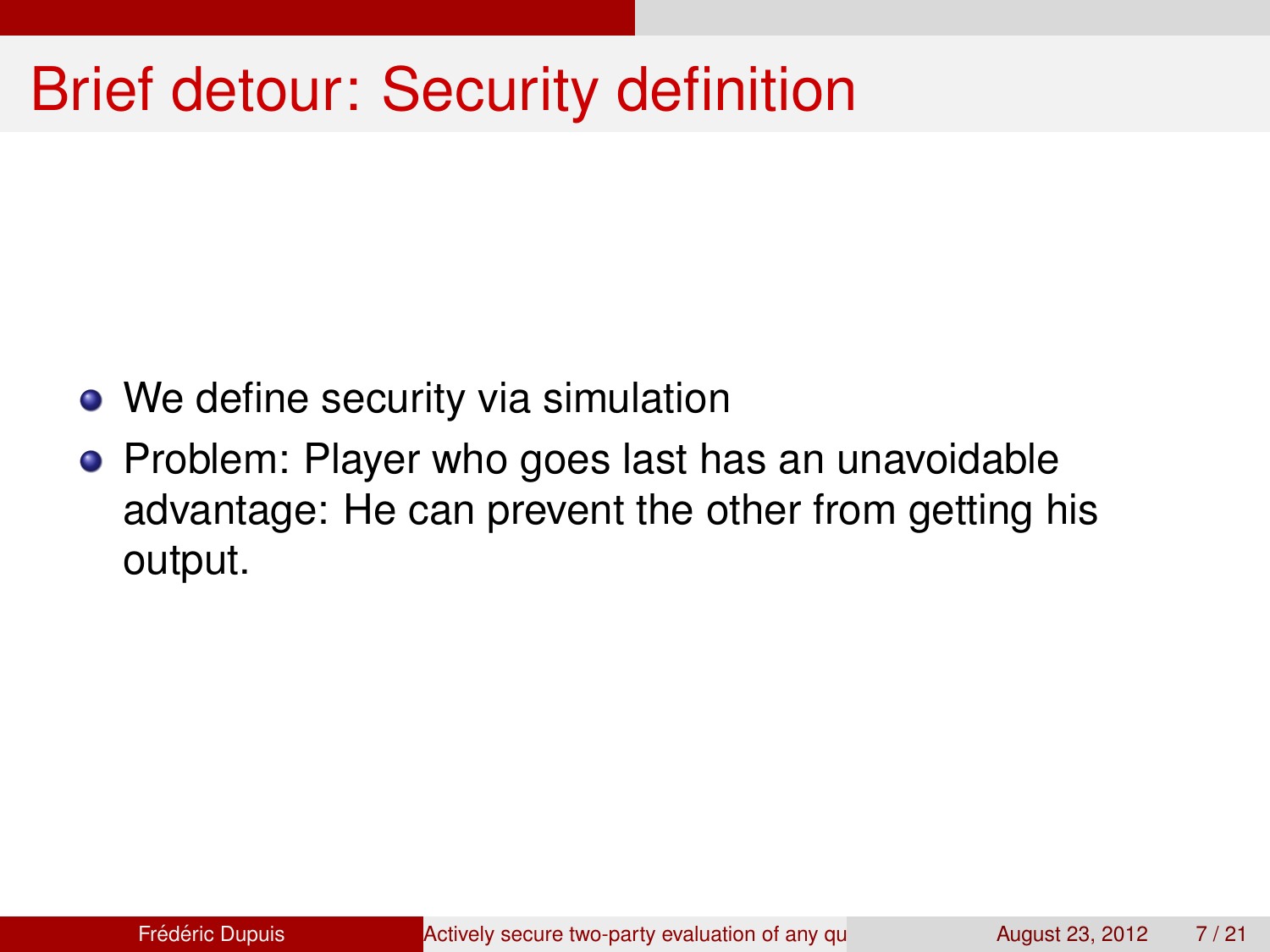# Brief detour: Security definition

- We define security via simulation
- Problem: Player who goes last has an unavoidable advantage: He can prevent the other from getting his output.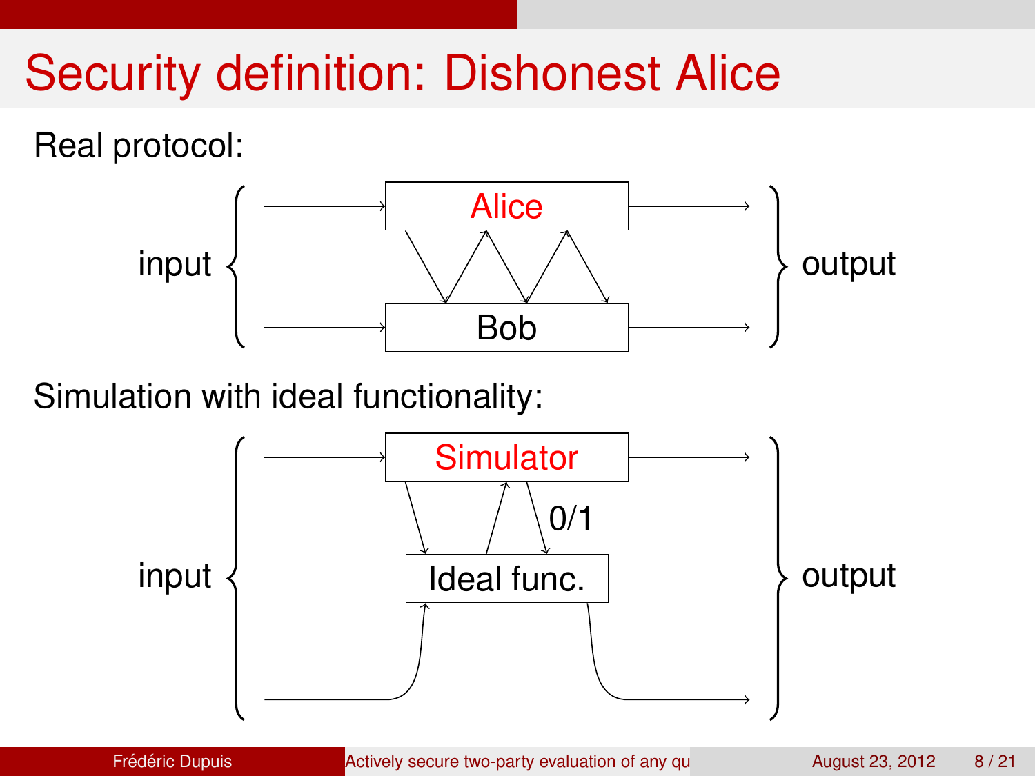# Security definition: Dishonest Alice

Real protocol:

input → Alice → output
input → Bob → output

Simulation with ideal functionality:

input → Simulator → output

Simulator ↔ Ideal func. (0/1)

input → Ideal func. → output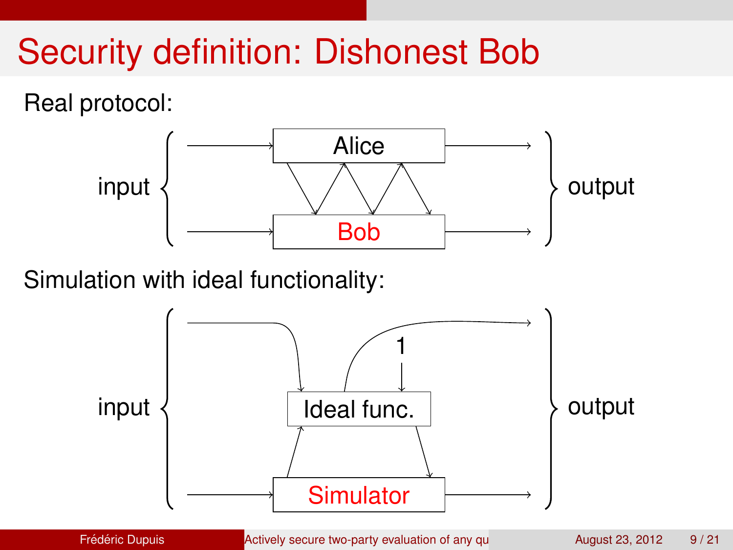# Security definition: Dishonest Bob

Real protocol:

input → Alice → output

input → Bob → output

Simulation with ideal functionality:

input → Ideal func. → output

1 → Ideal func.

input → Simulator → output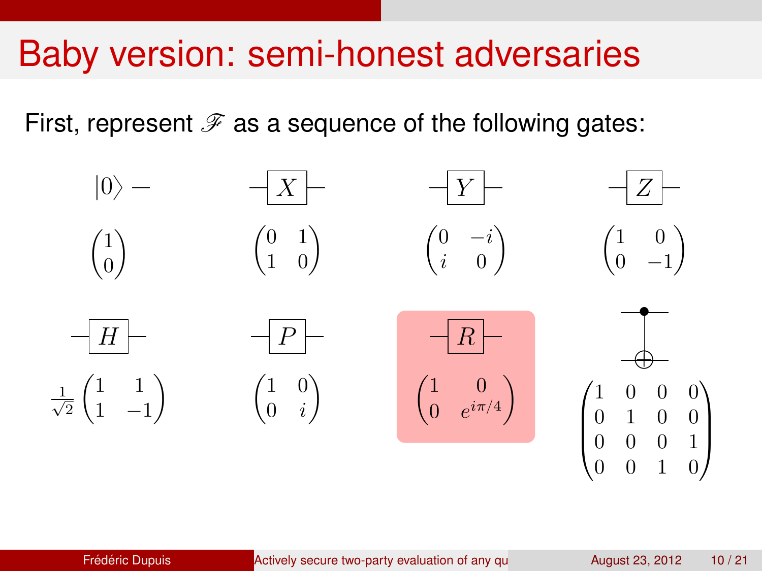# Baby version: semi-honest adversaries

First, represent $\mathscr{F}$ as a sequence of the following gates:

$|0\rangle$ —

$$\begin{pmatrix} 1 \\ 0 \end{pmatrix}$$

$X$

$$\begin{pmatrix} 0 & 1 \\ 1 & 0 \end{pmatrix}$$

$Y$

$$\begin{pmatrix} 0 & -i \\ i & 0 \end{pmatrix}$$

$Z$

$$\begin{pmatrix} 1 & 0 \\ 0 & -1 \end{pmatrix}$$

$H$

$$\frac{1}{\sqrt{2}}\begin{pmatrix} 1 & 1 \\ 1 & -1 \end{pmatrix}$$

$P$

$$\begin{pmatrix} 1 & 0 \\ 0 & i \end{pmatrix}$$

$R$

$$\begin{pmatrix} 1 & 0 \\ 0 & e^{i\pi/4} \end{pmatrix}$$

CNOT

$$\begin{pmatrix} 1 & 0 & 0 & 0 \\ 0 & 1 & 0 & 0 \\ 0 & 0 & 0 & 1 \\ 0 & 0 & 1 & 0 \end{pmatrix}$$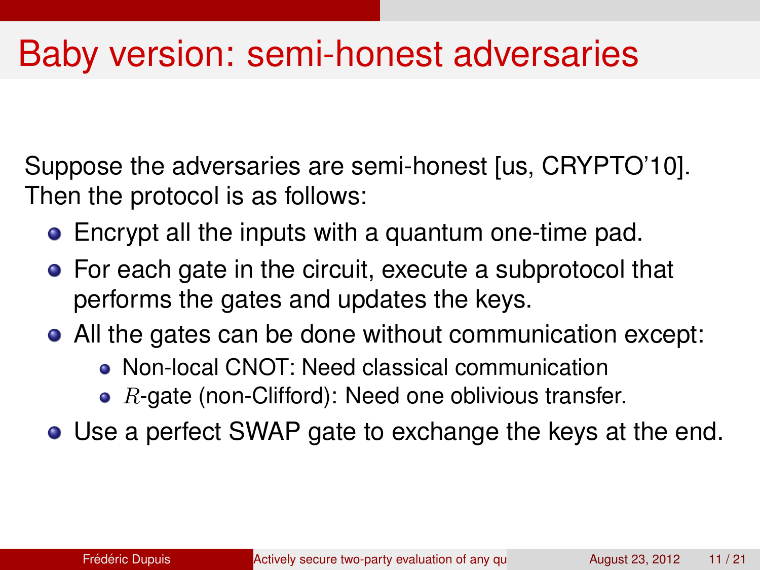# Baby version: semi-honest adversaries

Suppose the adversaries are semi-honest [us, CRYPTO'10]. Then the protocol is as follows:

- Encrypt all the inputs with a quantum one-time pad.
- For each gate in the circuit, execute a subprotocol that performs the gates and updates the keys.
- All the gates can be done without communication except:
  - Non-local CNOT: Need classical communication
  - $R$-gate (non-Clifford): Need one oblivious transfer.
- Use a perfect SWAP gate to exchange the keys at the end.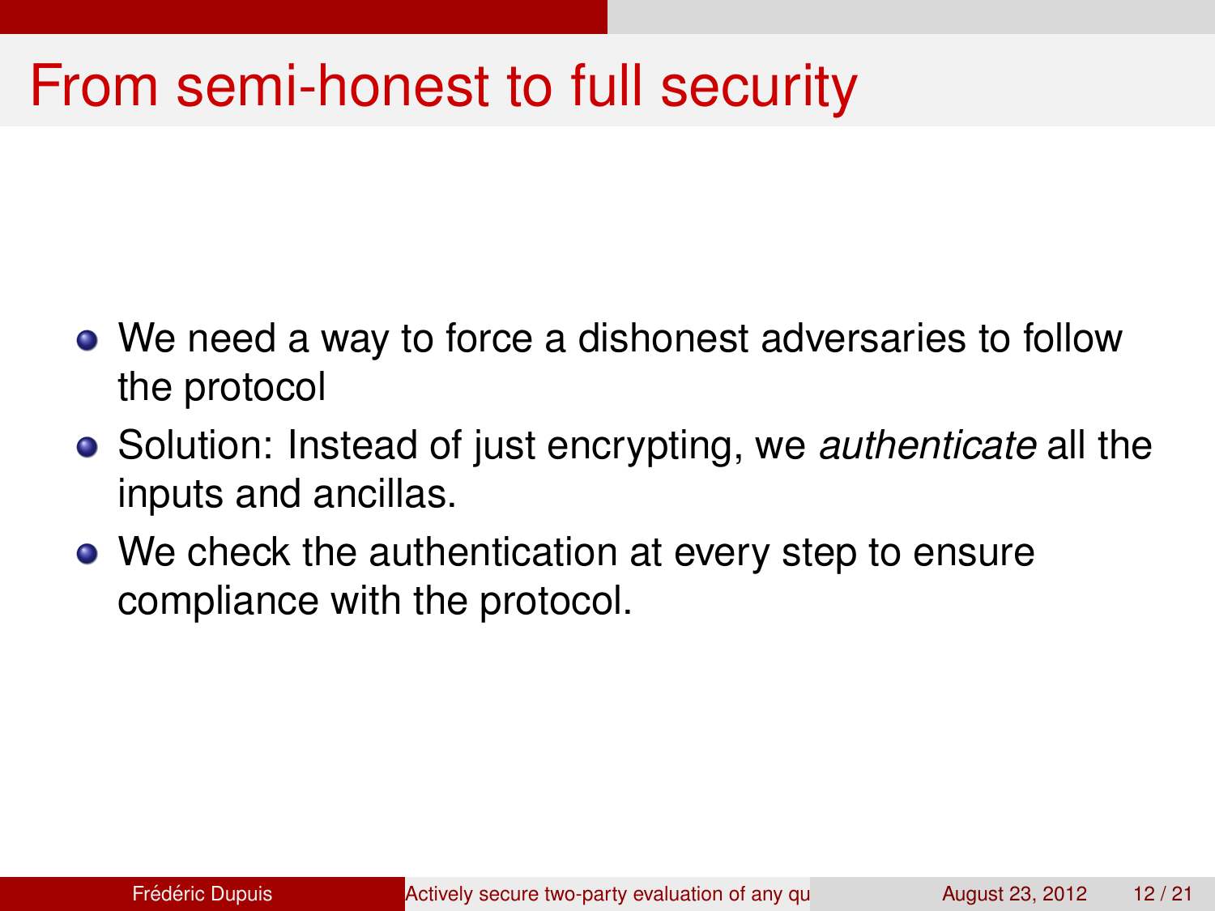# From semi-honest to full security

- We need a way to force a dishonest adversaries to follow the protocol
- Solution: Instead of just encrypting, we *authenticate* all the inputs and ancillas.
- We check the authentication at every step to ensure compliance with the protocol.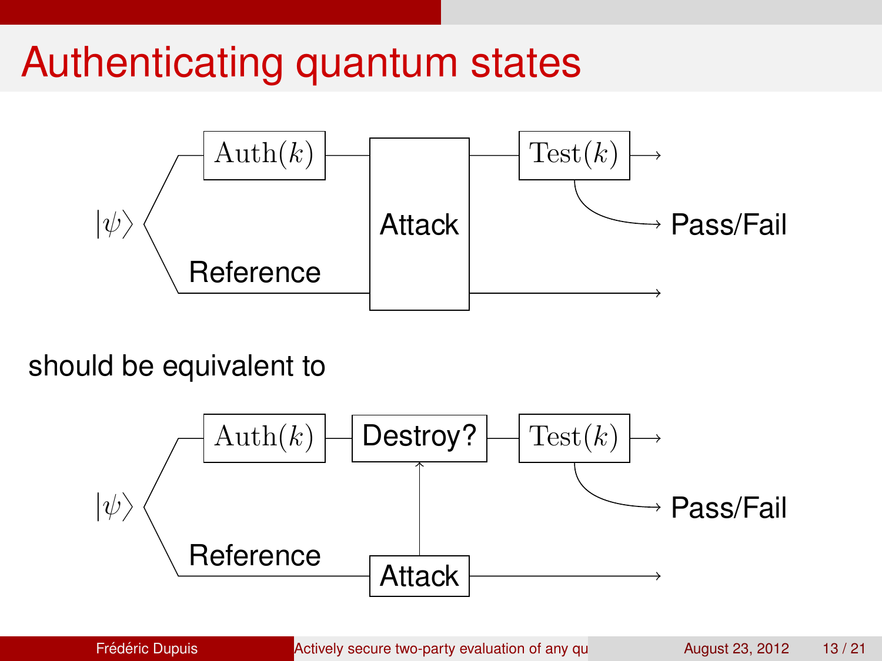# Authenticating quantum states

$|\psi\rangle$ — $\mathrm{Auth}(k)$ — Attack — $\mathrm{Test}(k)$ → Pass/Fail

Reference — Attack →

should be equivalent to

$|\psi\rangle$ — $\mathrm{Auth}(k)$ — Destroy? — $\mathrm{Test}(k)$ → Pass/Fail

Reference — Attack →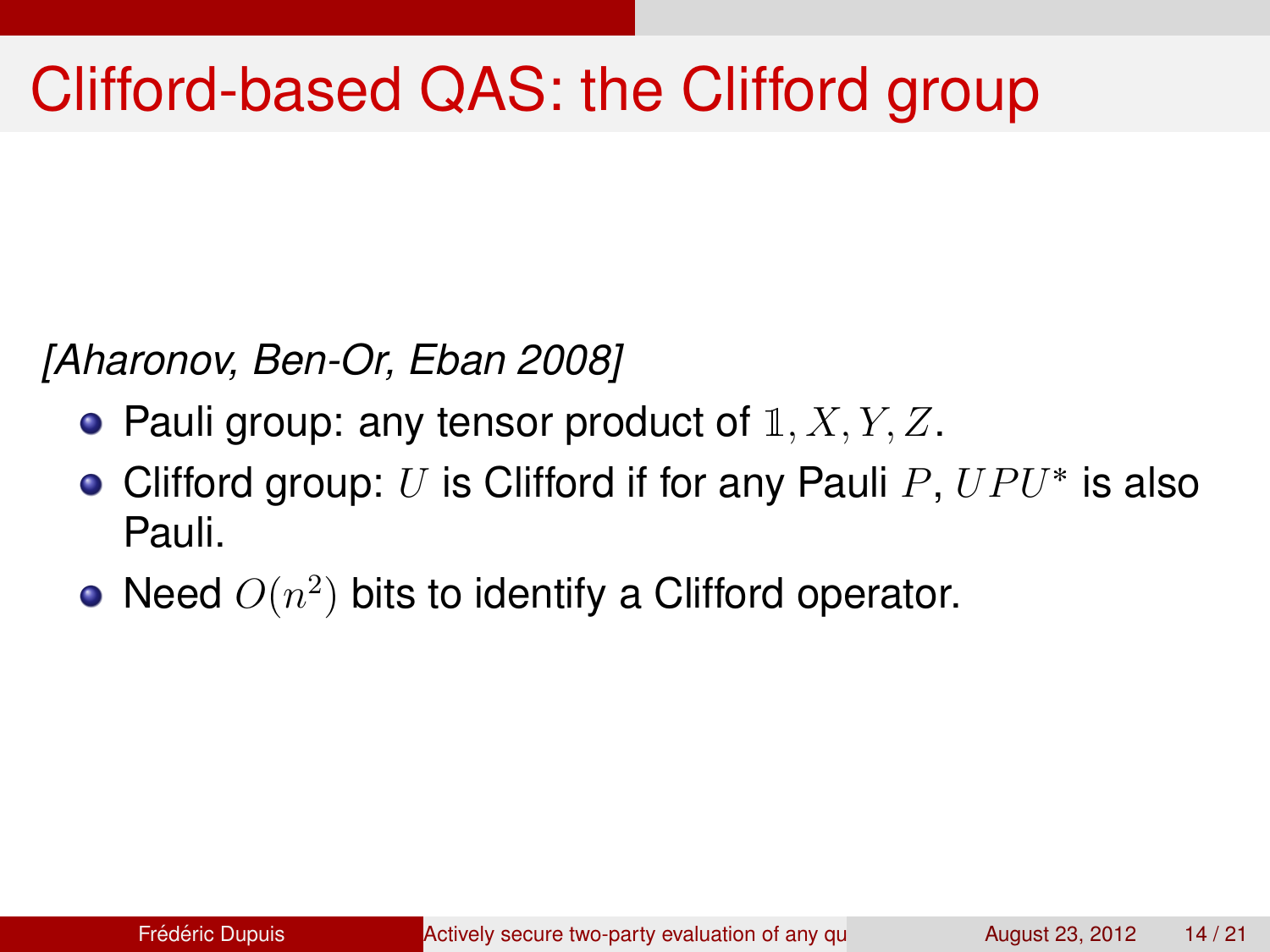# Clifford-based QAS: the Clifford group

*[Aharonov, Ben-Or, Eban 2008]*

- Pauli group: any tensor product of $\mathbb{1}, X, Y, Z$.
- Clifford group: $U$ is Clifford if for any Pauli $P$, $UPU^*$ is also Pauli.
- Need $O(n^2)$ bits to identify a Clifford operator.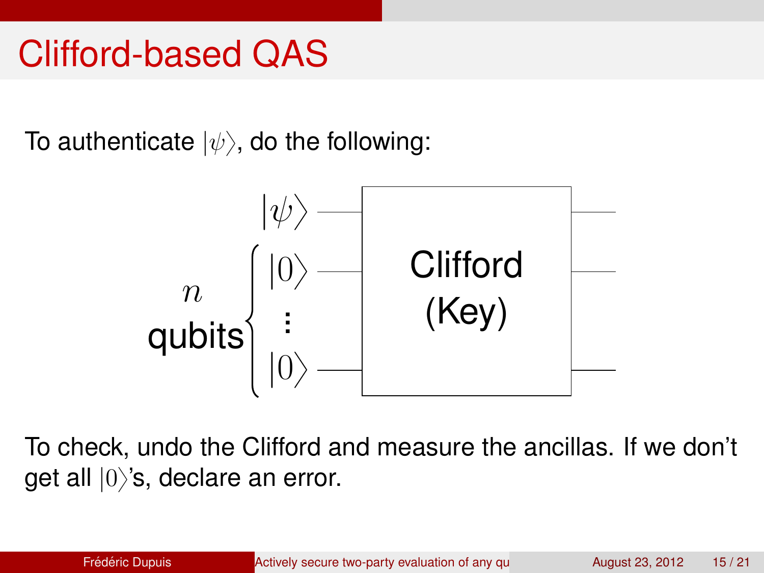# Clifford-based QAS

To authenticate $|\psi\rangle$, do the following:

$|\psi\rangle$, $n$ qubits $|0\rangle \ldots |0\rangle$ → Clifford (Key)

To check, undo the Clifford and measure the ancillas. If we don't get all $|0\rangle$'s, declare an error.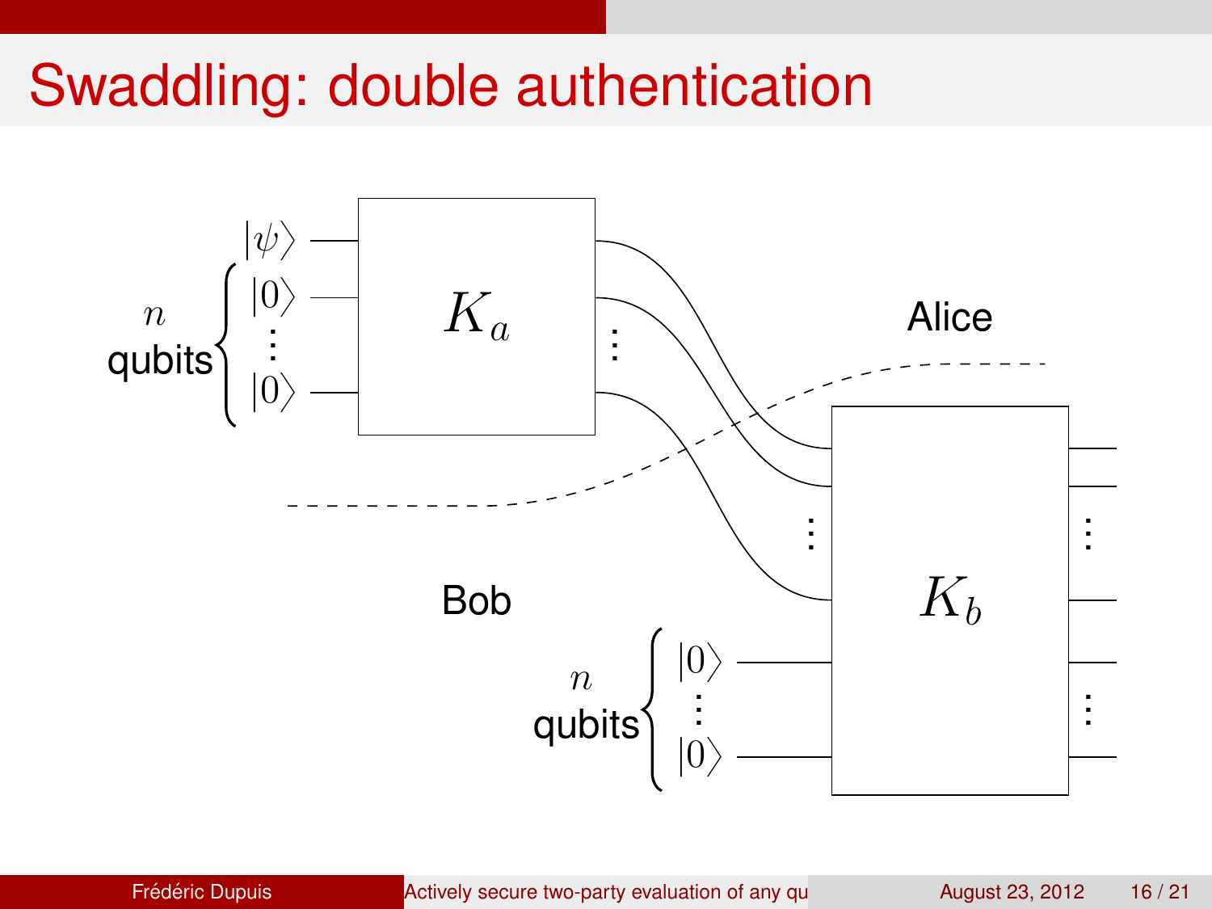# Swaddling: double authentication

$|\psi\rangle$

$n$ qubits $\left\{ |0\rangle \ \vdots \ |0\rangle \right.$

$K_a$

Alice

Bob

$K_b$

$n$ qubits $\left\{ |0\rangle \ \vdots \ |0\rangle \right.$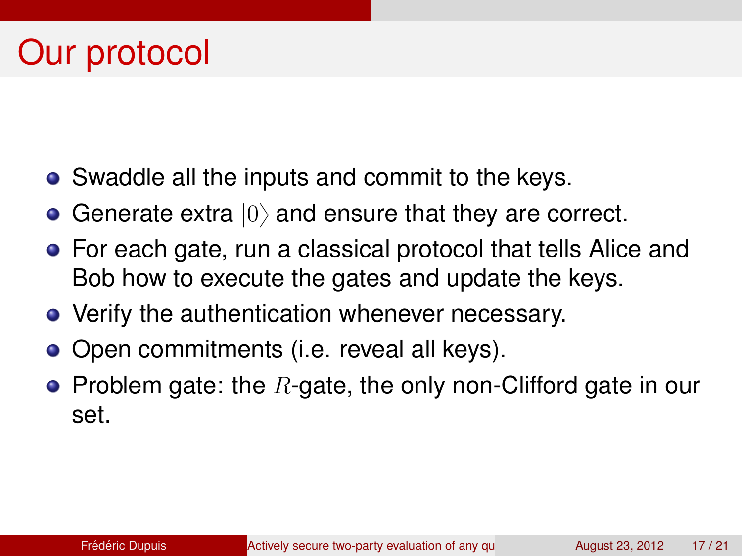# Our protocol

- Swaddle all the inputs and commit to the keys.
- Generate extra $|0\rangle$ and ensure that they are correct.
- For each gate, run a classical protocol that tells Alice and Bob how to execute the gates and update the keys.
- Verify the authentication whenever necessary.
- Open commitments (i.e. reveal all keys).
- Problem gate: the $R$-gate, the only non-Clifford gate in our set.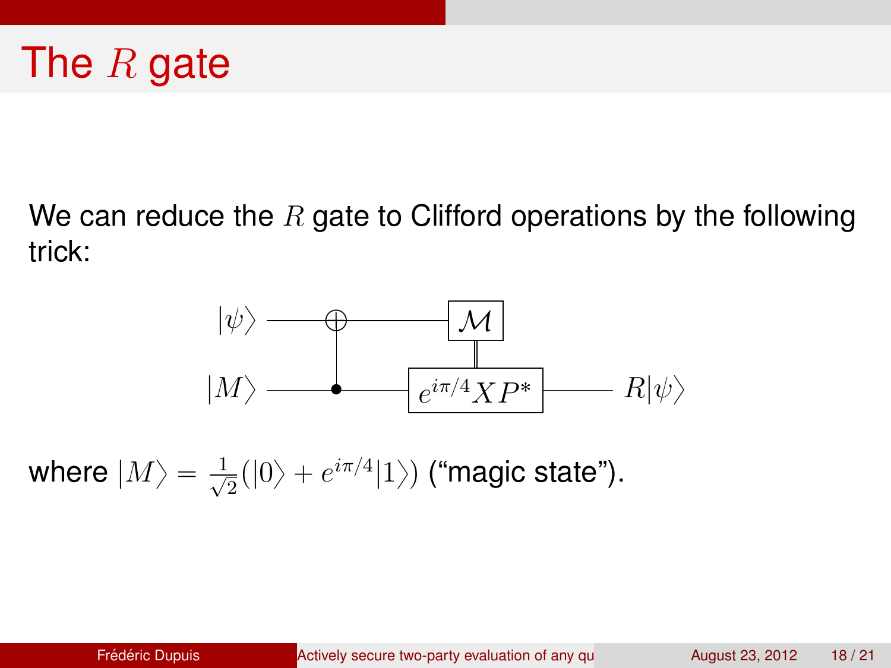# The $R$ gate

We can reduce the $R$ gate to Clifford operations by the following trick:

where $|M\rangle = \frac{1}{\sqrt{2}}(|0\rangle + e^{i\pi/4}|1\rangle)$ ("magic state").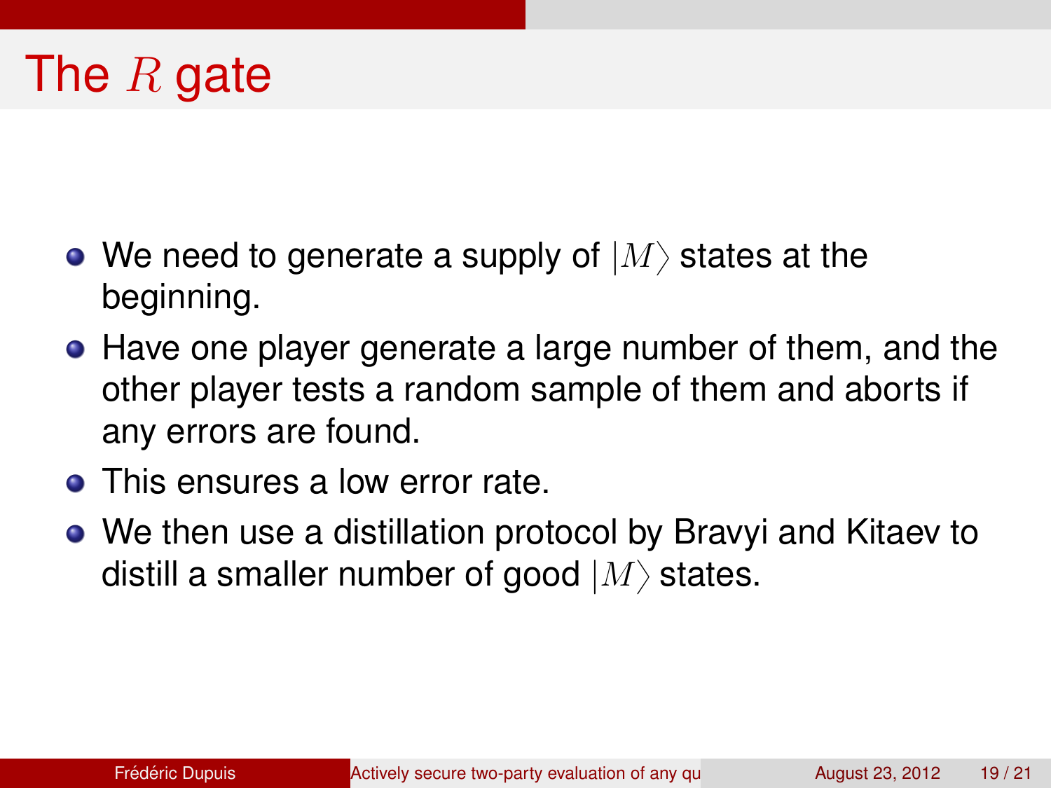# The $R$ gate

- We need to generate a supply of $|M\rangle$ states at the beginning.
- Have one player generate a large number of them, and the other player tests a random sample of them and aborts if any errors are found.
- This ensures a low error rate.
- We then use a distillation protocol by Bravyi and Kitaev to distill a smaller number of good $|M\rangle$ states.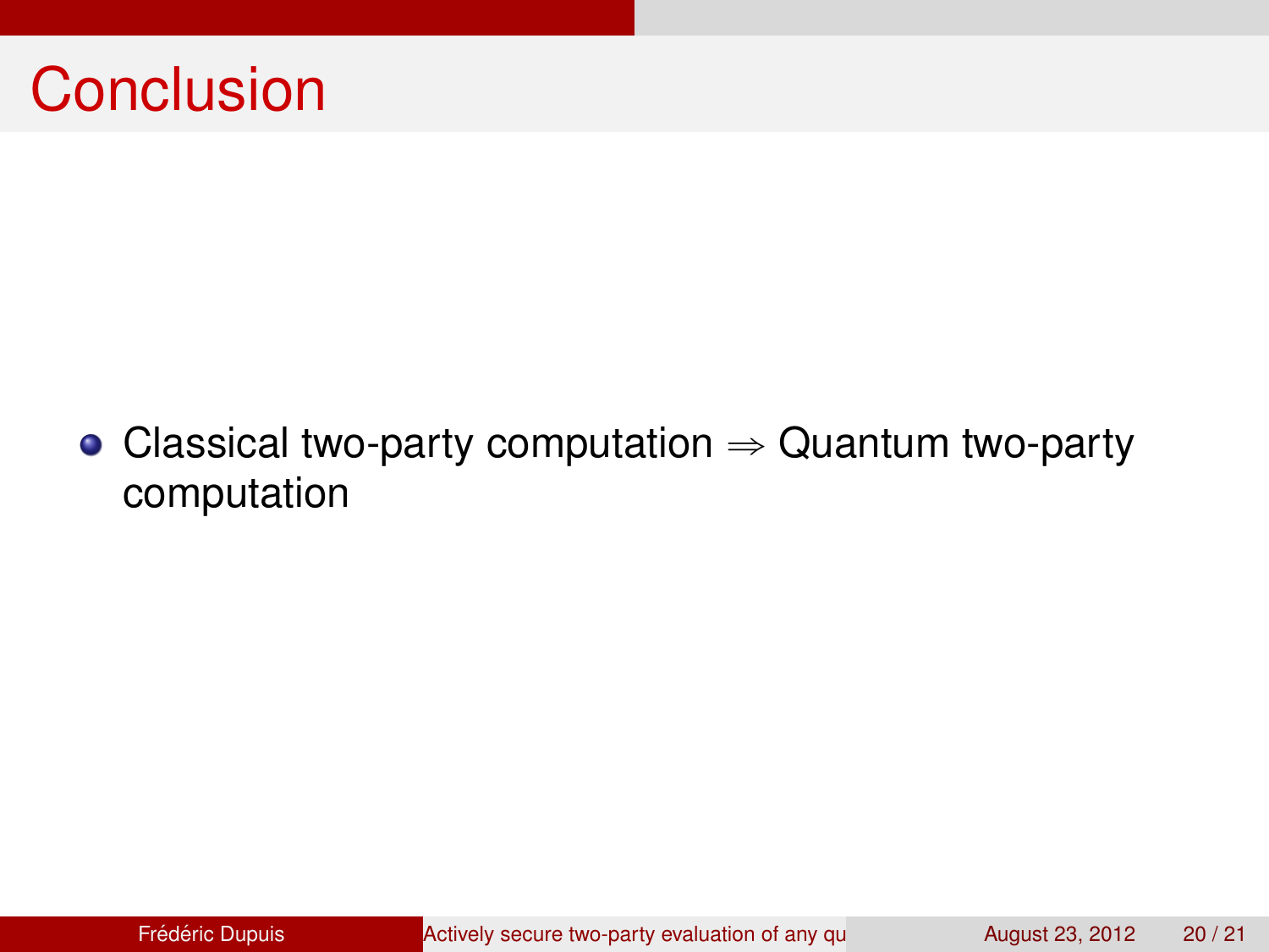# Conclusion

- Classical two-party computation $\Rightarrow$ Quantum two-party computation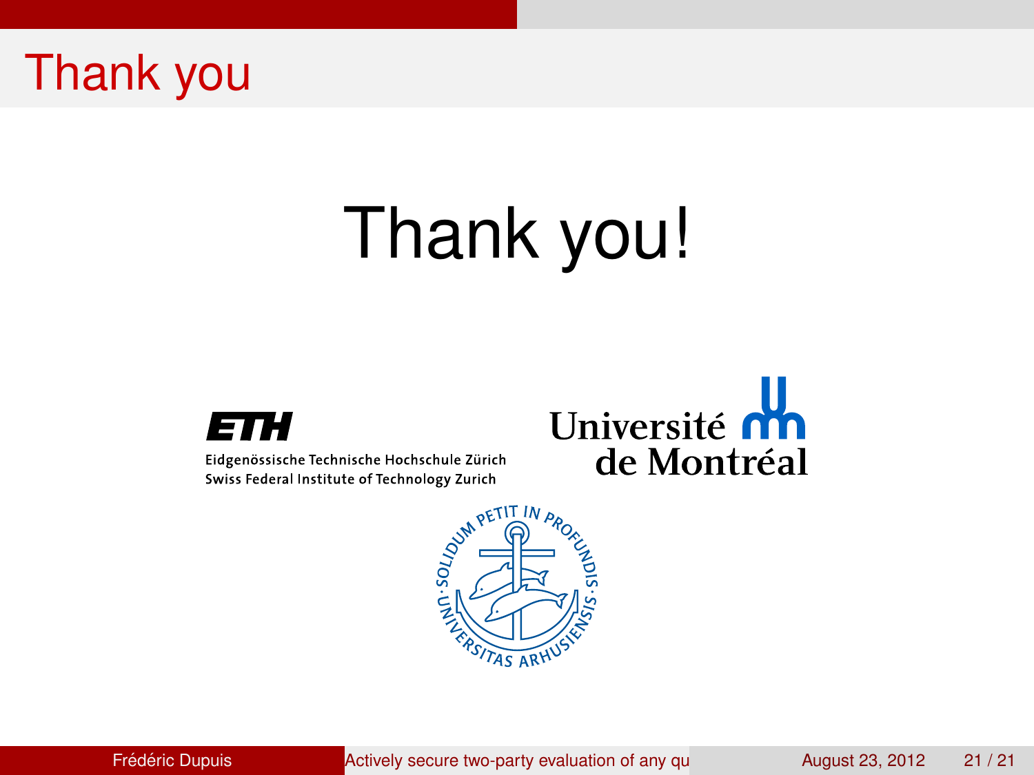# Thank you

Thank you!

ETH

Eidgenössische Technische Hochschule Zürich
Swiss Federal Institute of Technology Zurich

Université de Montréal

SOLIDUM PETIT IN PROFUNDIS · UNIVERSITAS ARHUSIENSIS ·